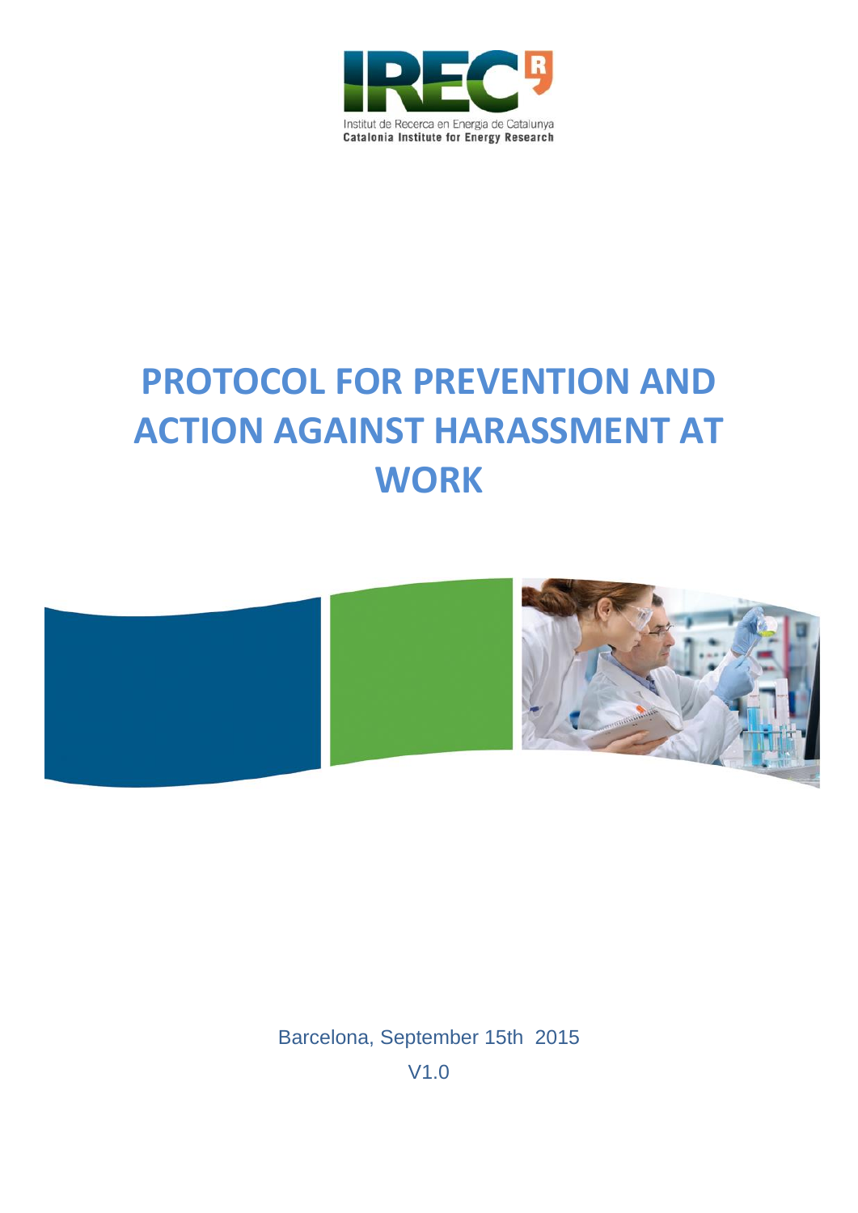IREC

Institut de Recerca en Energia de Catalunya
Catalonia Institute for Energy Research

# PROTOCOL FOR PREVENTION AND ACTION AGAINST HARASSMENT AT WORK

Barcelona, September 15th 2015

V1.0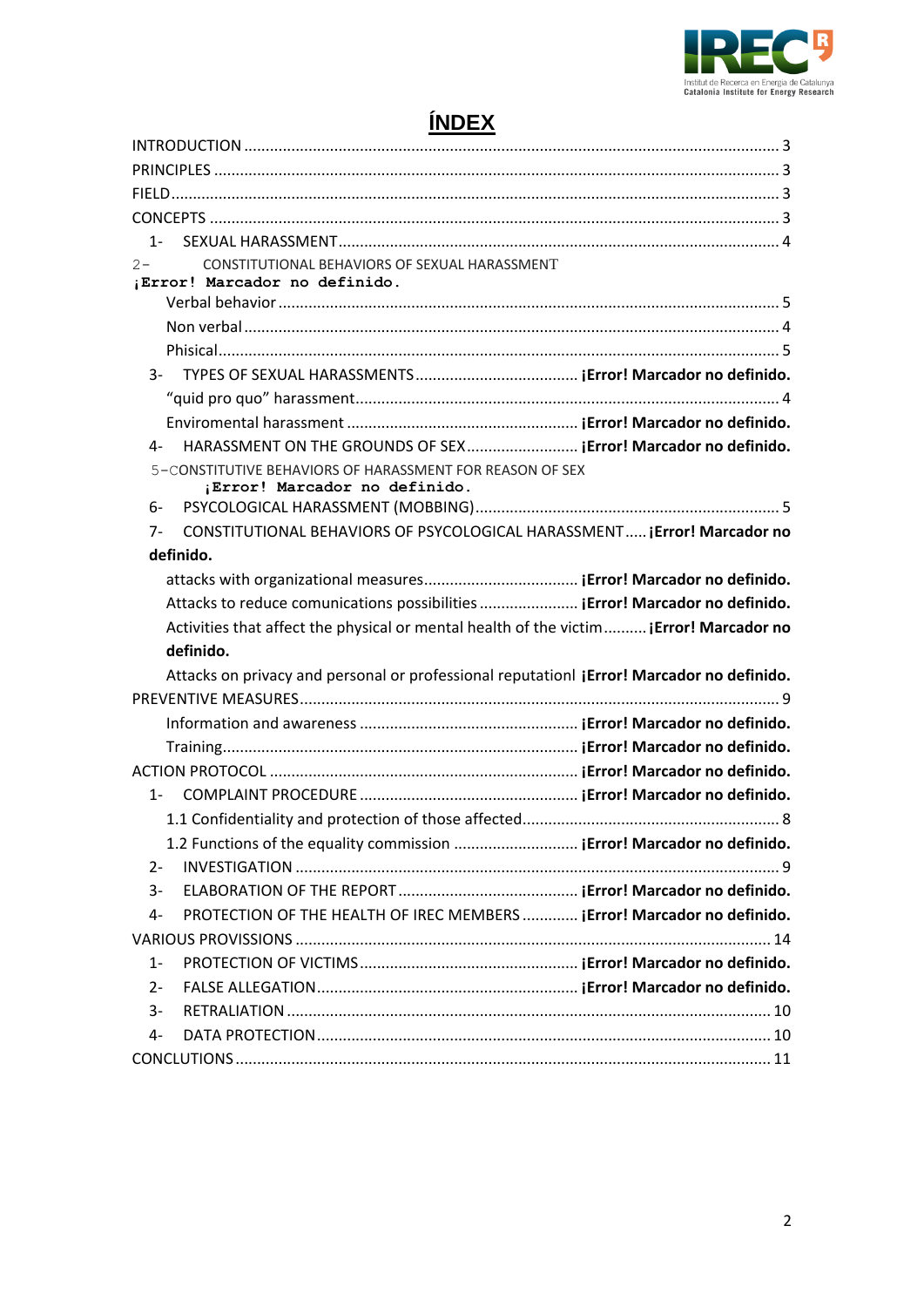# ÍNDEX

INTRODUCTION .......... 3

PRINCIPLES .......... 3

FIELD .......... 3

CONCEPTS .......... 3

1- SEXUAL HARASSMENT .......... 4

2- CONSTITUTIONAL BEHAVIORS OF SEXUAL HARASSMENT ¡Error! Marcador no definido.

Verbal behavior .......... 5

Non verbal .......... 4

Phisical .......... 5

3- TYPES OF SEXUAL HARASSMENTS .......... ¡Error! Marcador no definido.

"quid pro quo" harassment .......... 4

Enviromental harassment .......... ¡Error! Marcador no definido.

4- HARASSMENT ON THE GROUNDS OF SEX .......... ¡Error! Marcador no definido.

5-CONSTITUTIVE BEHAVIORS OF HARASSMENT FOR REASON OF SEX ¡Error! Marcador no definido.

6- PSYCOLOGICAL HARASSMENT (MOBBING) .......... 5

7- CONSTITUTIONAL BEHAVIORS OF PSYCOLOGICAL HARASSMENT .......... ¡Error! Marcador no definido.

attacks with organizational measures .......... ¡Error! Marcador no definido.

Attacks to reduce comunications possibilities .......... ¡Error! Marcador no definido.

Activities that affect the physical or mental health of the victim .......... ¡Error! Marcador no definido.

Attacks on privacy and personal or professional reputationl ¡Error! Marcador no definido.

PREVENTIVE MEASURES .......... 9

Information and awareness .......... ¡Error! Marcador no definido.

Training .......... ¡Error! Marcador no definido.

ACTION PROTOCOL .......... ¡Error! Marcador no definido.

1- COMPLAINT PROCEDURE .......... ¡Error! Marcador no definido.

1.1 Confidentiality and protection of those affected .......... 8

1.2 Functions of the equality commission .......... ¡Error! Marcador no definido.

2- INVESTIGATION .......... 9

3- ELABORATION OF THE REPORT .......... ¡Error! Marcador no definido.

4- PROTECTION OF THE HEALTH OF IREC MEMBERS .......... ¡Error! Marcador no definido.

VARIOUS PROVISIONS .......... 14

1- PROTECTION OF VICTIMS .......... ¡Error! Marcador no definido.

2- FALSE ALLEGATION .......... ¡Error! Marcador no definido.

3- RETRALIATION .......... 10

4- DATA PROTECTION .......... 10

CONCLUTIONS .......... 11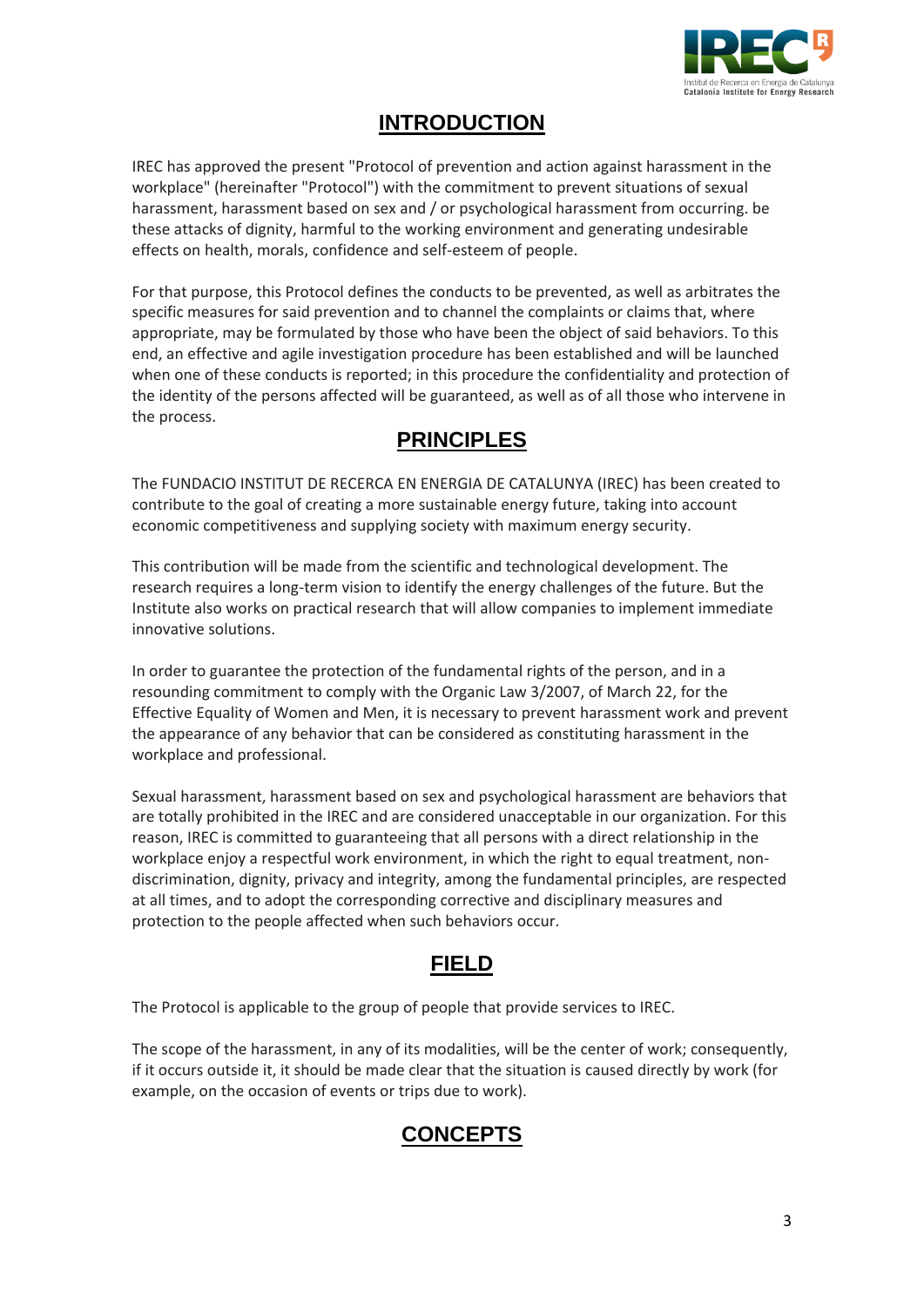# INTRODUCTION

IREC has approved the present "Protocol of prevention and action against harassment in the workplace" (hereinafter "Protocol") with the commitment to prevent situations of sexual harassment, harassment based on sex and / or psychological harassment from occurring. be these attacks of dignity, harmful to the working environment and generating undesirable effects on health, morals, confidence and self-esteem of people.

For that purpose, this Protocol defines the conducts to be prevented, as well as arbitrates the specific measures for said prevention and to channel the complaints or claims that, where appropriate, may be formulated by those who have been the object of said behaviors. To this end, an effective and agile investigation procedure has been established and will be launched when one of these conducts is reported; in this procedure the confidentiality and protection of the identity of the persons affected will be guaranteed, as well as of all those who intervene in the process.

# PRINCIPLES

The FUNDACIO INSTITUT DE RECERCA EN ENERGIA DE CATALUNYA (IREC) has been created to contribute to the goal of creating a more sustainable energy future, taking into account economic competitiveness and supplying society with maximum energy security.

This contribution will be made from the scientific and technological development. The research requires a long-term vision to identify the energy challenges of the future. But the Institute also works on practical research that will allow companies to implement immediate innovative solutions.

In order to guarantee the protection of the fundamental rights of the person, and in a resounding commitment to comply with the Organic Law 3/2007, of March 22, for the Effective Equality of Women and Men, it is necessary to prevent harassment work and prevent the appearance of any behavior that can be considered as constituting harassment in the workplace and professional.

Sexual harassment, harassment based on sex and psychological harassment are behaviors that are totally prohibited in the IREC and are considered unacceptable in our organization. For this reason, IREC is committed to guaranteeing that all persons with a direct relationship in the workplace enjoy a respectful work environment, in which the right to equal treatment, non-discrimination, dignity, privacy and integrity, among the fundamental principles, are respected at all times, and to adopt the corresponding corrective and disciplinary measures and protection to the people affected when such behaviors occur.

# FIELD

The Protocol is applicable to the group of people that provide services to IREC.

The scope of the harassment, in any of its modalities, will be the center of work; consequently, if it occurs outside it, it should be made clear that the situation is caused directly by work (for example, on the occasion of events or trips due to work).

# CONCEPTS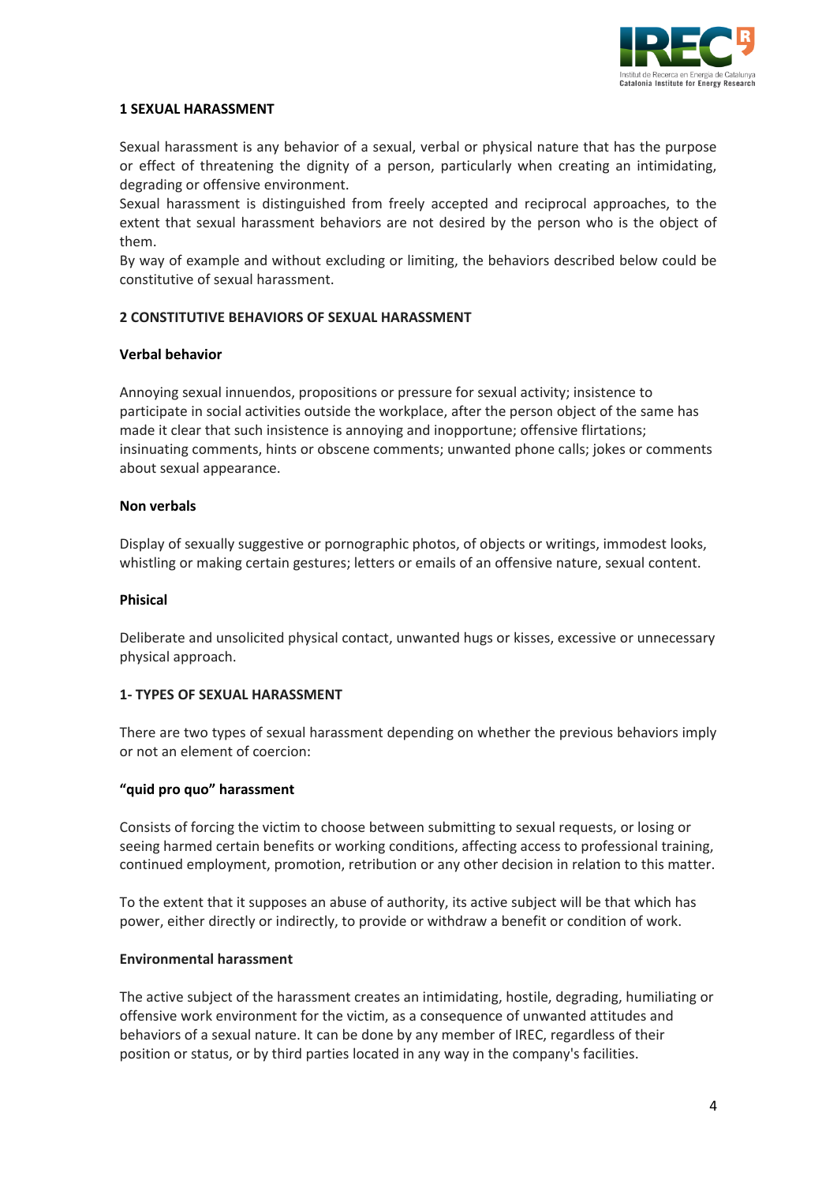## 1 SEXUAL HARASSMENT

Sexual harassment is any behavior of a sexual, verbal or physical nature that has the purpose or effect of threatening the dignity of a person, particularly when creating an intimidating, degrading or offensive environment.
Sexual harassment is distinguished from freely accepted and reciprocal approaches, to the extent that sexual harassment behaviors are not desired by the person who is the object of them.
By way of example and without excluding or limiting, the behaviors described below could be constitutive of sexual harassment.

## 2 CONSTITUTIVE BEHAVIORS OF SEXUAL HARASSMENT

### Verbal behavior

Annoying sexual innuendos, propositions or pressure for sexual activity; insistence to participate in social activities outside the workplace, after the person object of the same has made it clear that such insistence is annoying and inopportune; offensive flirtations; insinuating comments, hints or obscene comments; unwanted phone calls; jokes or comments about sexual appearance.

### Non verbals

Display of sexually suggestive or pornographic photos, of objects or writings, immodest looks, whistling or making certain gestures; letters or emails of an offensive nature, sexual content.

### Phisical

Deliberate and unsolicited physical contact, unwanted hugs or kisses, excessive or unnecessary physical approach.

## 1- TYPES OF SEXUAL HARASSMENT

There are two types of sexual harassment depending on whether the previous behaviors imply or not an element of coercion:

### "quid pro quo" harassment

Consists of forcing the victim to choose between submitting to sexual requests, or losing or seeing harmed certain benefits or working conditions, affecting access to professional training, continued employment, promotion, retribution or any other decision in relation to this matter.

To the extent that it supposes an abuse of authority, its active subject will be that which has power, either directly or indirectly, to provide or withdraw a benefit or condition of work.

### Environmental harassment

The active subject of the harassment creates an intimidating, hostile, degrading, humiliating or offensive work environment for the victim, as a consequence of unwanted attitudes and behaviors of a sexual nature. It can be done by any member of IREC, regardless of their position or status, or by third parties located in any way in the company's facilities.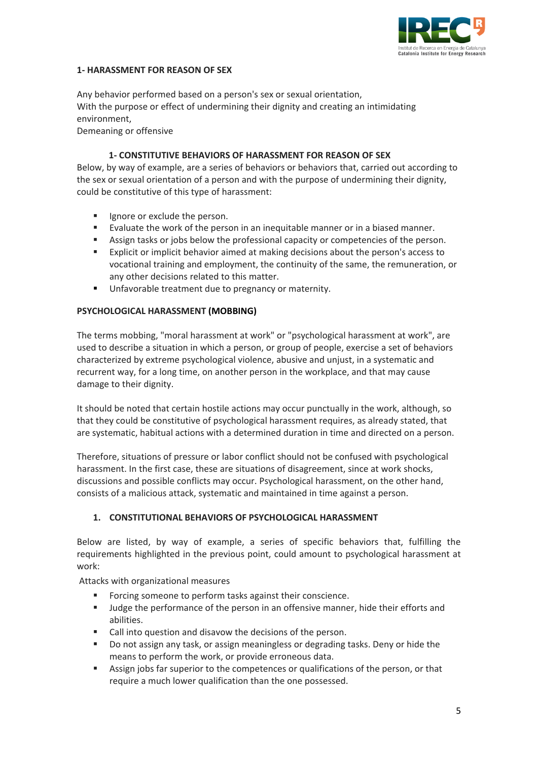**1- HARASSMENT FOR REASON OF SEX**

Any behavior performed based on a person's sex or sexual orientation,
With the purpose or effect of undermining their dignity and creating an intimidating environment,
Demeaning or offensive

**1- CONSTITUTIVE BEHAVIORS OF HARASSMENT FOR REASON OF SEX**

Below, by way of example, are a series of behaviors or behaviors that, carried out according to the sex or sexual orientation of a person and with the purpose of undermining their dignity, could be constitutive of this type of harassment:

- Ignore or exclude the person.
- Evaluate the work of the person in an inequitable manner or in a biased manner.
- Assign tasks or jobs below the professional capacity or competencies of the person.
- Explicit or implicit behavior aimed at making decisions about the person's access to vocational training and employment, the continuity of the same, the remuneration, or any other decisions related to this matter.
- Unfavorable treatment due to pregnancy or maternity.

**PSYCHOLOGICAL HARASSMENT (MOBBING)**

The terms mobbing, "moral harassment at work" or "psychological harassment at work", are used to describe a situation in which a person, or group of people, exercise a set of behaviors characterized by extreme psychological violence, abusive and unjust, in a systematic and recurrent way, for a long time, on another person in the workplace, and that may cause damage to their dignity.

It should be noted that certain hostile actions may occur punctually in the work, although, so that they could be constitutive of psychological harassment requires, as already stated, that are systematic, habitual actions with a determined duration in time and directed on a person.

Therefore, situations of pressure or labor conflict should not be confused with psychological harassment. In the first case, these are situations of disagreement, since at work shocks, discussions and possible conflicts may occur. Psychological harassment, on the other hand, consists of a malicious attack, systematic and maintained in time against a person.

**1. CONSTITUTIONAL BEHAVIORS OF PSYCHOLOGICAL HARASSMENT**

Below are listed, by way of example, a series of specific behaviors that, fulfilling the requirements highlighted in the previous point, could amount to psychological harassment at work:

Attacks with organizational measures

- Forcing someone to perform tasks against their conscience.
- Judge the performance of the person in an offensive manner, hide their efforts and abilities.
- Call into question and disavow the decisions of the person.
- Do not assign any task, or assign meaningless or degrading tasks. Deny or hide the means to perform the work, or provide erroneous data.
- Assign jobs far superior to the competences or qualifications of the person, or that require a much lower qualification than the one possessed.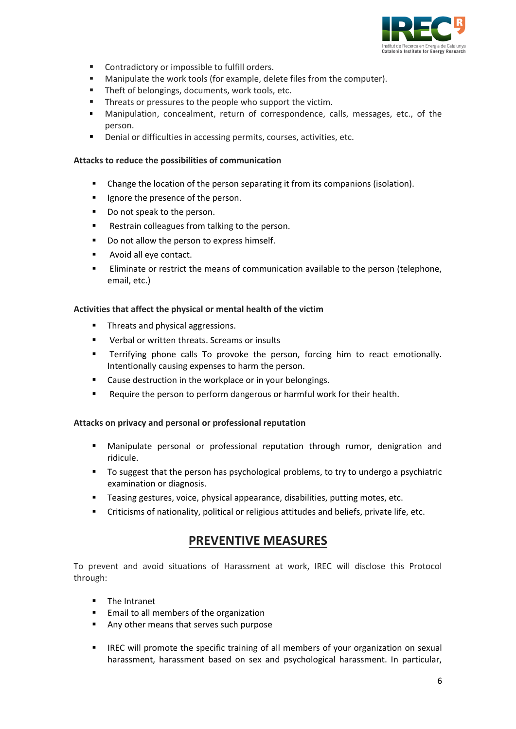- Contradictory or impossible to fulfill orders.
- Manipulate the work tools (for example, delete files from the computer).
- Theft of belongings, documents, work tools, etc.
- Threats or pressures to the people who support the victim.
- Manipulation, concealment, return of correspondence, calls, messages, etc., of the person.
- Denial or difficulties in accessing permits, courses, activities, etc.

**Attacks to reduce the possibilities of communication**

- Change the location of the person separating it from its companions (isolation).
- Ignore the presence of the person.
- Do not speak to the person.
- Restrain colleagues from talking to the person.
- Do not allow the person to express himself.
- Avoid all eye contact.
- Eliminate or restrict the means of communication available to the person (telephone, email, etc.)

**Activities that affect the physical or mental health of the victim**

- Threats and physical aggressions.
- Verbal or written threats. Screams or insults
- Terrifying phone calls To provoke the person, forcing him to react emotionally. Intentionally causing expenses to harm the person.
- Cause destruction in the workplace or in your belongings.
- Require the person to perform dangerous or harmful work for their health.

**Attacks on privacy and personal or professional reputation**

- Manipulate personal or professional reputation through rumor, denigration and ridicule.
- To suggest that the person has psychological problems, to try to undergo a psychiatric examination or diagnosis.
- Teasing gestures, voice, physical appearance, disabilities, putting motes, etc.
- Criticisms of nationality, political or religious attitudes and beliefs, private life, etc.

## PREVENTIVE MEASURES

To prevent and avoid situations of Harassment at work, IREC will disclose this Protocol through:

- The Intranet
- Email to all members of the organization
- Any other means that serves such purpose

- IREC will promote the specific training of all members of your organization on sexual harassment, harassment based on sex and psychological harassment. In particular,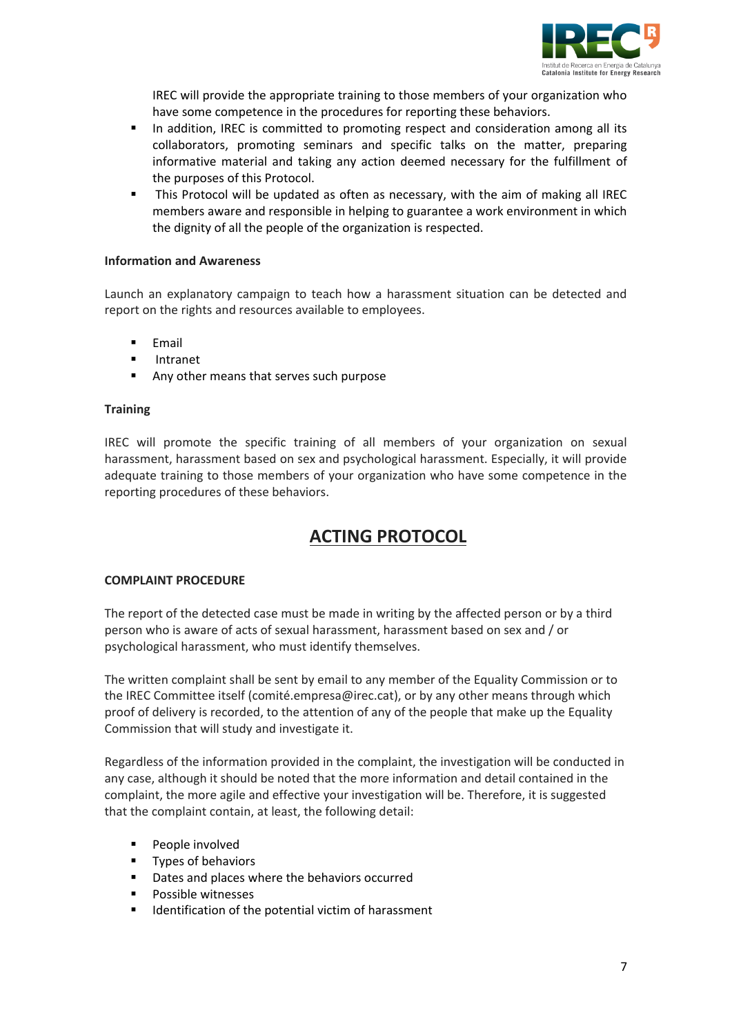IREC will provide the appropriate training to those members of your organization who have some competence in the procedures for reporting these behaviors.

- In addition, IREC is committed to promoting respect and consideration among all its collaborators, promoting seminars and specific talks on the matter, preparing informative material and taking any action deemed necessary for the fulfillment of the purposes of this Protocol.
- This Protocol will be updated as often as necessary, with the aim of making all IREC members aware and responsible in helping to guarantee a work environment in which the dignity of all the people of the organization is respected.

**Information and Awareness**

Launch an explanatory campaign to teach how a harassment situation can be detected and report on the rights and resources available to employees.

- Email
- Intranet
- Any other means that serves such purpose

**Training**

IREC will promote the specific training of all members of your organization on sexual harassment, harassment based on sex and psychological harassment. Especially, it will provide adequate training to those members of your organization who have some competence in the reporting procedures of these behaviors.

## ACTING PROTOCOL

**COMPLAINT PROCEDURE**

The report of the detected case must be made in writing by the affected person or by a third person who is aware of acts of sexual harassment, harassment based on sex and / or psychological harassment, who must identify themselves.

The written complaint shall be sent by email to any member of the Equality Commission or to the IREC Committee itself (comité.empresa@irec.cat), or by any other means through which proof of delivery is recorded, to the attention of any of the people that make up the Equality Commission that will study and investigate it.

Regardless of the information provided in the complaint, the investigation will be conducted in any case, although it should be noted that the more information and detail contained in the complaint, the more agile and effective your investigation will be. Therefore, it is suggested that the complaint contain, at least, the following detail:

- People involved
- Types of behaviors
- Dates and places where the behaviors occurred
- Possible witnesses
- Identification of the potential victim of harassment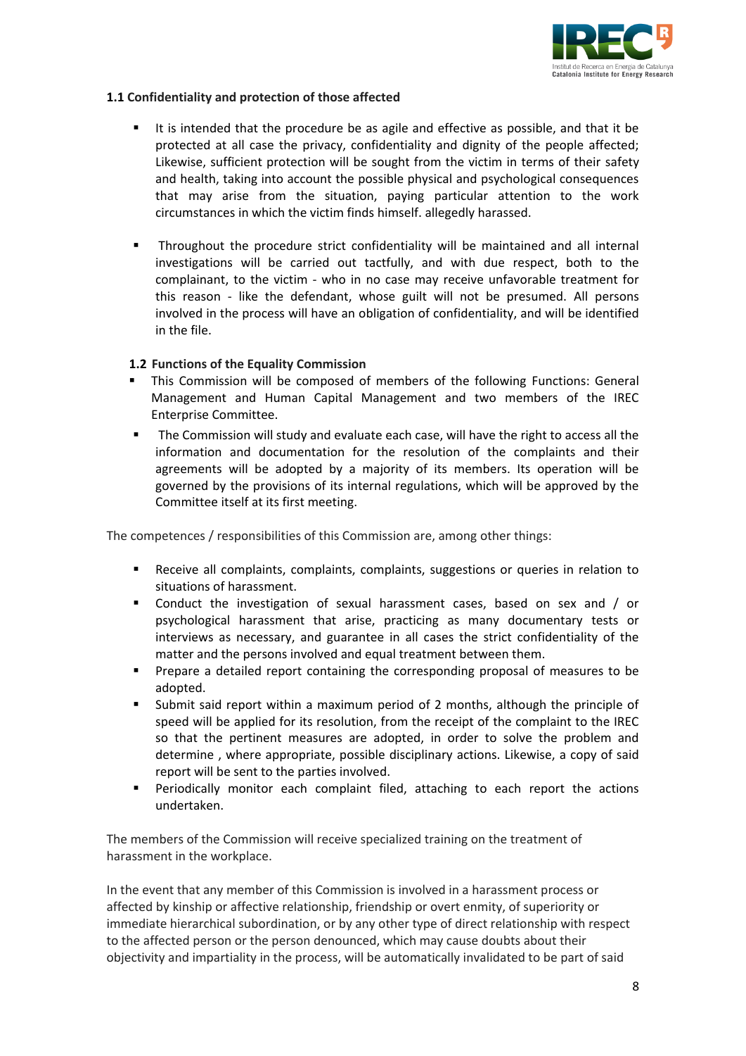### 1.1 Confidentiality and protection of those affected

- It is intended that the procedure be as agile and effective as possible, and that it be protected at all case the privacy, confidentiality and dignity of the people affected; Likewise, sufficient protection will be sought from the victim in terms of their safety and health, taking into account the possible physical and psychological consequences that may arise from the situation, paying particular attention to the work circumstances in which the victim finds himself. allegedly harassed.

- Throughout the procedure strict confidentiality will be maintained and all internal investigations will be carried out tactfully, and with due respect, both to the complainant, to the victim - who in no case may receive unfavorable treatment for this reason - like the defendant, whose guilt will not be presumed. All persons involved in the process will have an obligation of confidentiality, and will be identified in the file.

### 1.2 Functions of the Equality Commission

- This Commission will be composed of members of the following Functions: General Management and Human Capital Management and two members of the IREC Enterprise Committee.
- The Commission will study and evaluate each case, will have the right to access all the information and documentation for the resolution of the complaints and their agreements will be adopted by a majority of its members. Its operation will be governed by the provisions of its internal regulations, which will be approved by the Committee itself at its first meeting.

The competences / responsibilities of this Commission are, among other things:

- Receive all complaints, complaints, complaints, suggestions or queries in relation to situations of harassment.
- Conduct the investigation of sexual harassment cases, based on sex and / or psychological harassment that arise, practicing as many documentary tests or interviews as necessary, and guarantee in all cases the strict confidentiality of the matter and the persons involved and equal treatment between them.
- Prepare a detailed report containing the corresponding proposal of measures to be adopted.
- Submit said report within a maximum period of 2 months, although the principle of speed will be applied for its resolution, from the receipt of the complaint to the IREC so that the pertinent measures are adopted, in order to solve the problem and determine , where appropriate, possible disciplinary actions. Likewise, a copy of said report will be sent to the parties involved.
- Periodically monitor each complaint filed, attaching to each report the actions undertaken.

The members of the Commission will receive specialized training on the treatment of harassment in the workplace.

In the event that any member of this Commission is involved in a harassment process or affected by kinship or affective relationship, friendship or overt enmity, of superiority or immediate hierarchical subordination, or by any other type of direct relationship with respect to the affected person or the person denounced, which may cause doubts about their objectivity and impartiality in the process, will be automatically invalidated to be part of said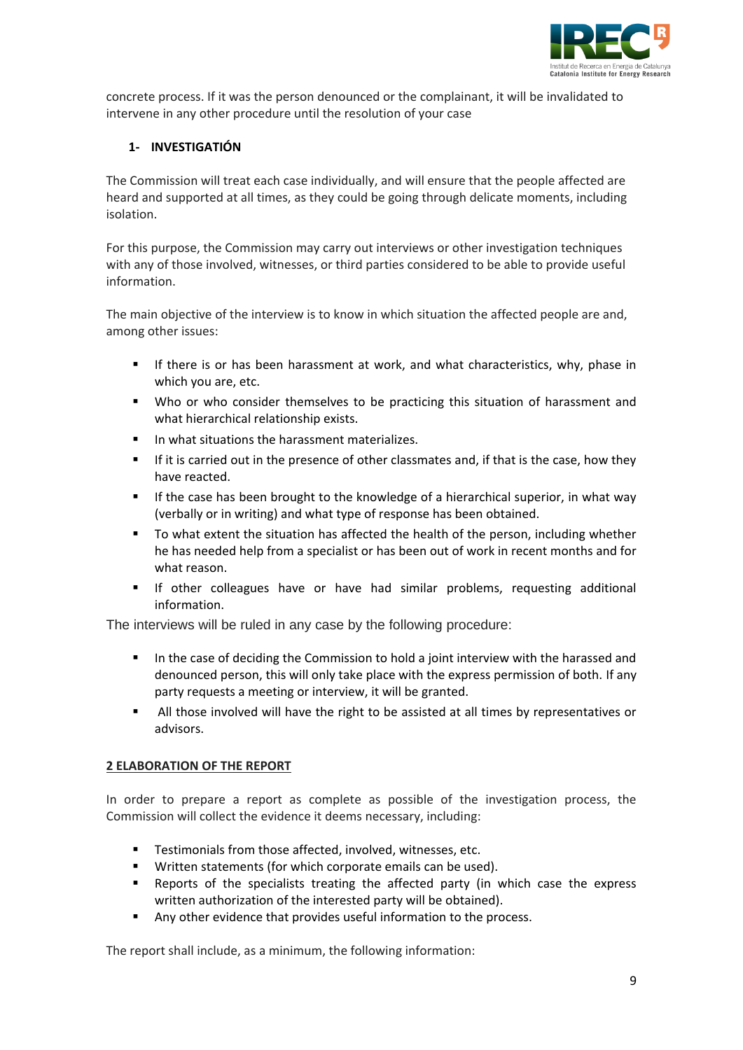concrete process. If it was the person denounced or the complainant, it will be invalidated to intervene in any other procedure until the resolution of your case

### 1- INVESTIGATIÓN

The Commission will treat each case individually, and will ensure that the people affected are heard and supported at all times, as they could be going through delicate moments, including isolation.

For this purpose, the Commission may carry out interviews or other investigation techniques with any of those involved, witnesses, or third parties considered to be able to provide useful information.

The main objective of the interview is to know in which situation the affected people are and, among other issues:

- If there is or has been harassment at work, and what characteristics, why, phase in which you are, etc.
- Who or who consider themselves to be practicing this situation of harassment and what hierarchical relationship exists.
- In what situations the harassment materializes.
- If it is carried out in the presence of other classmates and, if that is the case, how they have reacted.
- If the case has been brought to the knowledge of a hierarchical superior, in what way (verbally or in writing) and what type of response has been obtained.
- To what extent the situation has affected the health of the person, including whether he has needed help from a specialist or has been out of work in recent months and for what reason.
- If other colleagues have or have had similar problems, requesting additional information.

The interviews will be ruled in any case by the following procedure:

- In the case of deciding the Commission to hold a joint interview with the harassed and denounced person, this will only take place with the express permission of both. If any party requests a meeting or interview, it will be granted.
- All those involved will have the right to be assisted at all times by representatives or advisors.

### 2 ELABORATION OF THE REPORT

In order to prepare a report as complete as possible of the investigation process, the Commission will collect the evidence it deems necessary, including:

- Testimonials from those affected, involved, witnesses, etc.
- Written statements (for which corporate emails can be used).
- Reports of the specialists treating the affected party (in which case the express written authorization of the interested party will be obtained).
- Any other evidence that provides useful information to the process.

The report shall include, as a minimum, the following information: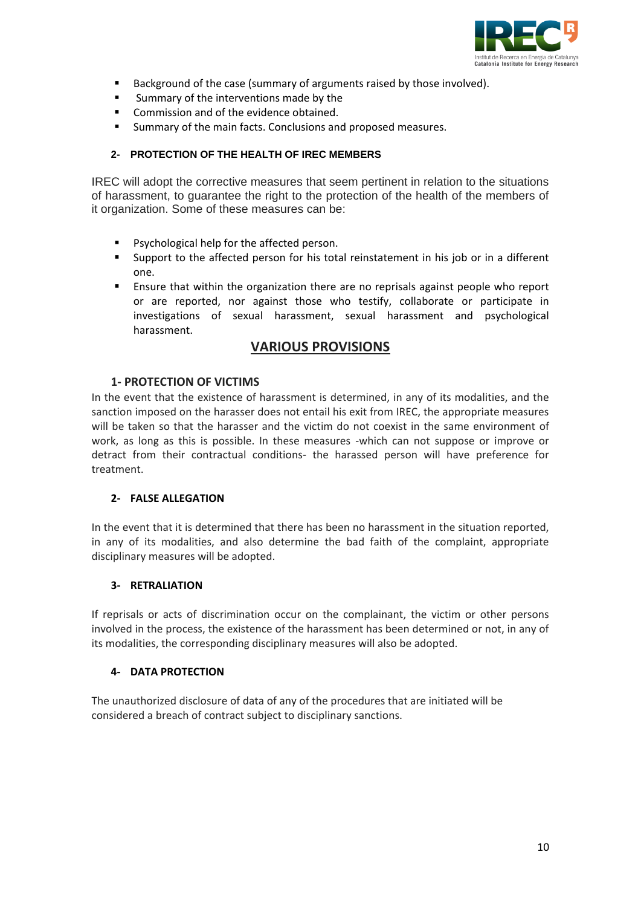- Background of the case (summary of arguments raised by those involved).
- Summary of the interventions made by the
- Commission and of the evidence obtained.
- Summary of the main facts. Conclusions and proposed measures.

### 2- PROTECTION OF THE HEALTH OF IREC MEMBERS

IREC will adopt the corrective measures that seem pertinent in relation to the situations of harassment, to guarantee the right to the protection of the health of the members of it organization. Some of these measures can be:

- Psychological help for the affected person.
- Support to the affected person for his total reinstatement in his job or in a different one.
- Ensure that within the organization there are no reprisals against people who report or are reported, nor against those who testify, collaborate or participate in investigations of sexual harassment, sexual harassment and psychological harassment.

## VARIOUS PROVISIONS

### 1- PROTECTION OF VICTIMS

In the event that the existence of harassment is determined, in any of its modalities, and the sanction imposed on the harasser does not entail his exit from IREC, the appropriate measures will be taken so that the harasser and the victim do not coexist in the same environment of work, as long as this is possible. In these measures -which can not suppose or improve or detract from their contractual conditions- the harassed person will have preference for treatment.

### 2- FALSE ALLEGATION

In the event that it is determined that there has been no harassment in the situation reported, in any of its modalities, and also determine the bad faith of the complaint, appropriate disciplinary measures will be adopted.

### 3- RETRALIATION

If reprisals or acts of discrimination occur on the complainant, the victim or other persons involved in the process, the existence of the harassment has been determined or not, in any of its modalities, the corresponding disciplinary measures will also be adopted.

### 4- DATA PROTECTION

The unauthorized disclosure of data of any of the procedures that are initiated will be considered a breach of contract subject to disciplinary sanctions.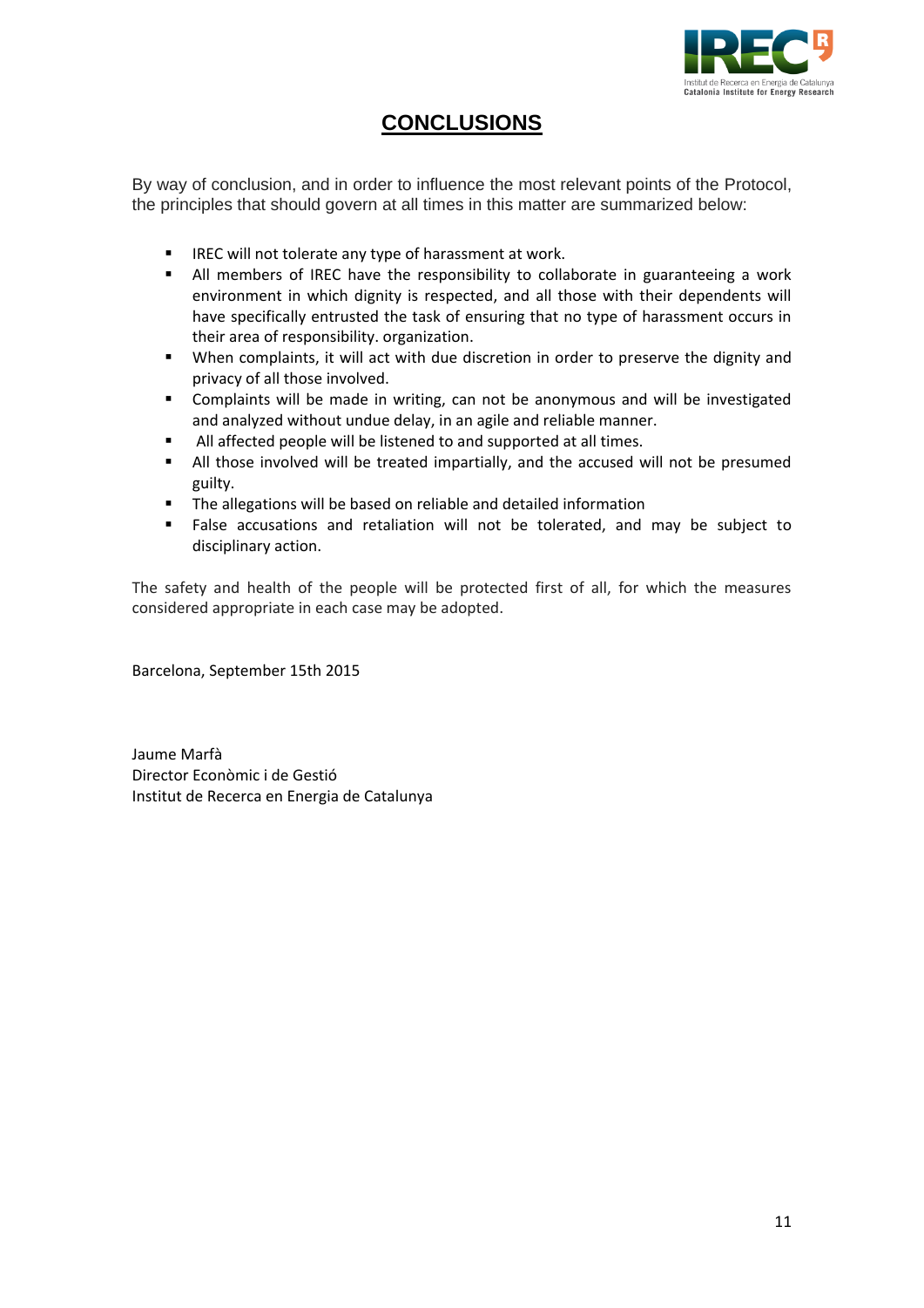# CONCLUSIONS

By way of conclusion, and in order to influence the most relevant points of the Protocol, the principles that should govern at all times in this matter are summarized below:

- IREC will not tolerate any type of harassment at work.
- All members of IREC have the responsibility to collaborate in guaranteeing a work environment in which dignity is respected, and all those with their dependents will have specifically entrusted the task of ensuring that no type of harassment occurs in their area of responsibility. organization.
- When complaints, it will act with due discretion in order to preserve the dignity and privacy of all those involved.
- Complaints will be made in writing, can not be anonymous and will be investigated and analyzed without undue delay, in an agile and reliable manner.
- All affected people will be listened to and supported at all times.
- All those involved will be treated impartially, and the accused will not be presumed guilty.
- The allegations will be based on reliable and detailed information
- False accusations and retaliation will not be tolerated, and may be subject to disciplinary action.

The safety and health of the people will be protected first of all, for which the measures considered appropriate in each case may be adopted.

Barcelona, September 15th 2015

Jaume Marfà
Director Econòmic i de Gestió
Institut de Recerca en Energia de Catalunya